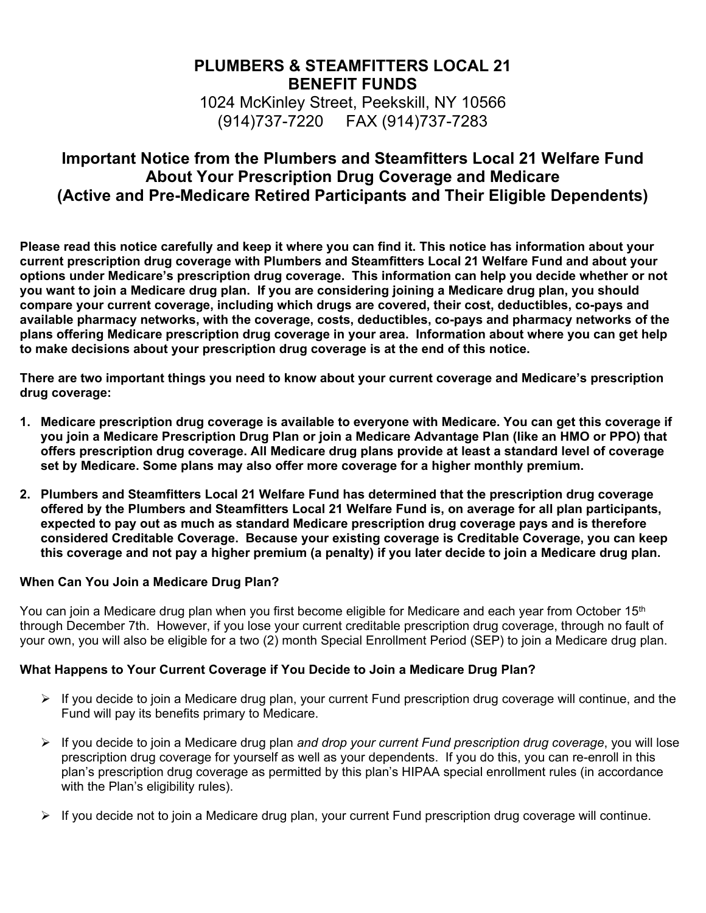**PLUMBERS & STEAMFITTERS LOCAL 21**
**BENEFIT FUNDS**
1024 McKinley Street, Peekskill, NY 10566
(914)737-7220 FAX (914)737-7283

## Important Notice from the Plumbers and Steamfitters Local 21 Welfare Fund About Your Prescription Drug Coverage and Medicare (Active and Pre-Medicare Retired Participants and Their Eligible Dependents)

**Please read this notice carefully and keep it where you can find it. This notice has information about your current prescription drug coverage with Plumbers and Steamfitters Local 21 Welfare Fund and about your options under Medicare's prescription drug coverage. This information can help you decide whether or not you want to join a Medicare drug plan. If you are considering joining a Medicare drug plan, you should compare your current coverage, including which drugs are covered, their cost, deductibles, co-pays and available pharmacy networks, with the coverage, costs, deductibles, co-pays and pharmacy networks of the plans offering Medicare prescription drug coverage in your area. Information about where you can get help to make decisions about your prescription drug coverage is at the end of this notice.**

**There are two important things you need to know about your current coverage and Medicare's prescription drug coverage:**

1. **Medicare prescription drug coverage is available to everyone with Medicare. You can get this coverage if you join a Medicare Prescription Drug Plan or join a Medicare Advantage Plan (like an HMO or PPO) that offers prescription drug coverage. All Medicare drug plans provide at least a standard level of coverage set by Medicare. Some plans may also offer more coverage for a higher monthly premium.**

2. **Plumbers and Steamfitters Local 21 Welfare Fund has determined that the prescription drug coverage offered by the Plumbers and Steamfitters Local 21 Welfare Fund is, on average for all plan participants, expected to pay out as much as standard Medicare prescription drug coverage pays and is therefore considered Creditable Coverage. Because your existing coverage is Creditable Coverage, you can keep this coverage and not pay a higher premium (a penalty) if you later decide to join a Medicare drug plan.**

### When Can You Join a Medicare Drug Plan?

You can join a Medicare drug plan when you first become eligible for Medicare and each year from October 15th through December 7th. However, if you lose your current creditable prescription drug coverage, through no fault of your own, you will also be eligible for a two (2) month Special Enrollment Period (SEP) to join a Medicare drug plan.

### What Happens to Your Current Coverage if You Decide to Join a Medicare Drug Plan?

- If you decide to join a Medicare drug plan, your current Fund prescription drug coverage will continue, and the Fund will pay its benefits primary to Medicare.
- If you decide to join a Medicare drug plan *and drop your current Fund prescription drug coverage*, you will lose prescription drug coverage for yourself as well as your dependents. If you do this, you can re-enroll in this plan's prescription drug coverage as permitted by this plan's HIPAA special enrollment rules (in accordance with the Plan's eligibility rules).
- If you decide not to join a Medicare drug plan, your current Fund prescription drug coverage will continue.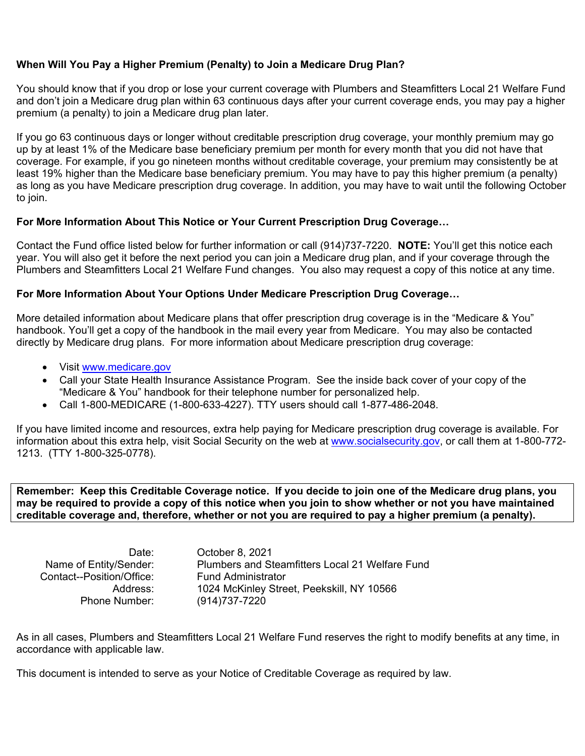**When Will You Pay a Higher Premium (Penalty) to Join a Medicare Drug Plan?**

You should know that if you drop or lose your current coverage with Plumbers and Steamfitters Local 21 Welfare Fund and don't join a Medicare drug plan within 63 continuous days after your current coverage ends, you may pay a higher premium (a penalty) to join a Medicare drug plan later.

If you go 63 continuous days or longer without creditable prescription drug coverage, your monthly premium may go up by at least 1% of the Medicare base beneficiary premium per month for every month that you did not have that coverage. For example, if you go nineteen months without creditable coverage, your premium may consistently be at least 19% higher than the Medicare base beneficiary premium. You may have to pay this higher premium (a penalty) as long as you have Medicare prescription drug coverage. In addition, you may have to wait until the following October to join.

**For More Information About This Notice or Your Current Prescription Drug Coverage…**

Contact the Fund office listed below for further information or call (914)737-7220. **NOTE:** You'll get this notice each year. You will also get it before the next period you can join a Medicare drug plan, and if your coverage through the Plumbers and Steamfitters Local 21 Welfare Fund changes. You also may request a copy of this notice at any time.

**For More Information About Your Options Under Medicare Prescription Drug Coverage…**

More detailed information about Medicare plans that offer prescription drug coverage is in the "Medicare & You" handbook. You'll get a copy of the handbook in the mail every year from Medicare. You may also be contacted directly by Medicare drug plans. For more information about Medicare prescription drug coverage:

- Visit www.medicare.gov
- Call your State Health Insurance Assistance Program. See the inside back cover of your copy of the "Medicare & You" handbook for their telephone number for personalized help.
- Call 1-800-MEDICARE (1-800-633-4227). TTY users should call 1-877-486-2048.

If you have limited income and resources, extra help paying for Medicare prescription drug coverage is available. For information about this extra help, visit Social Security on the web at www.socialsecurity.gov, or call them at 1-800-772-1213. (TTY 1-800-325-0778).

**Remember: Keep this Creditable Coverage notice. If you decide to join one of the Medicare drug plans, you may be required to provide a copy of this notice when you join to show whether or not you have maintained creditable coverage and, therefore, whether or not you are required to pay a higher premium (a penalty).**

| | |
|---|---|
| Date: | October 8, 2021 |
| Name of Entity/Sender: | Plumbers and Steamfitters Local 21 Welfare Fund |
| Contact--Position/Office: | Fund Administrator |
| Address: | 1024 McKinley Street, Peekskill, NY 10566 |
| Phone Number: | (914)737-7220 |

As in all cases, Plumbers and Steamfitters Local 21 Welfare Fund reserves the right to modify benefits at any time, in accordance with applicable law.

This document is intended to serve as your Notice of Creditable Coverage as required by law.